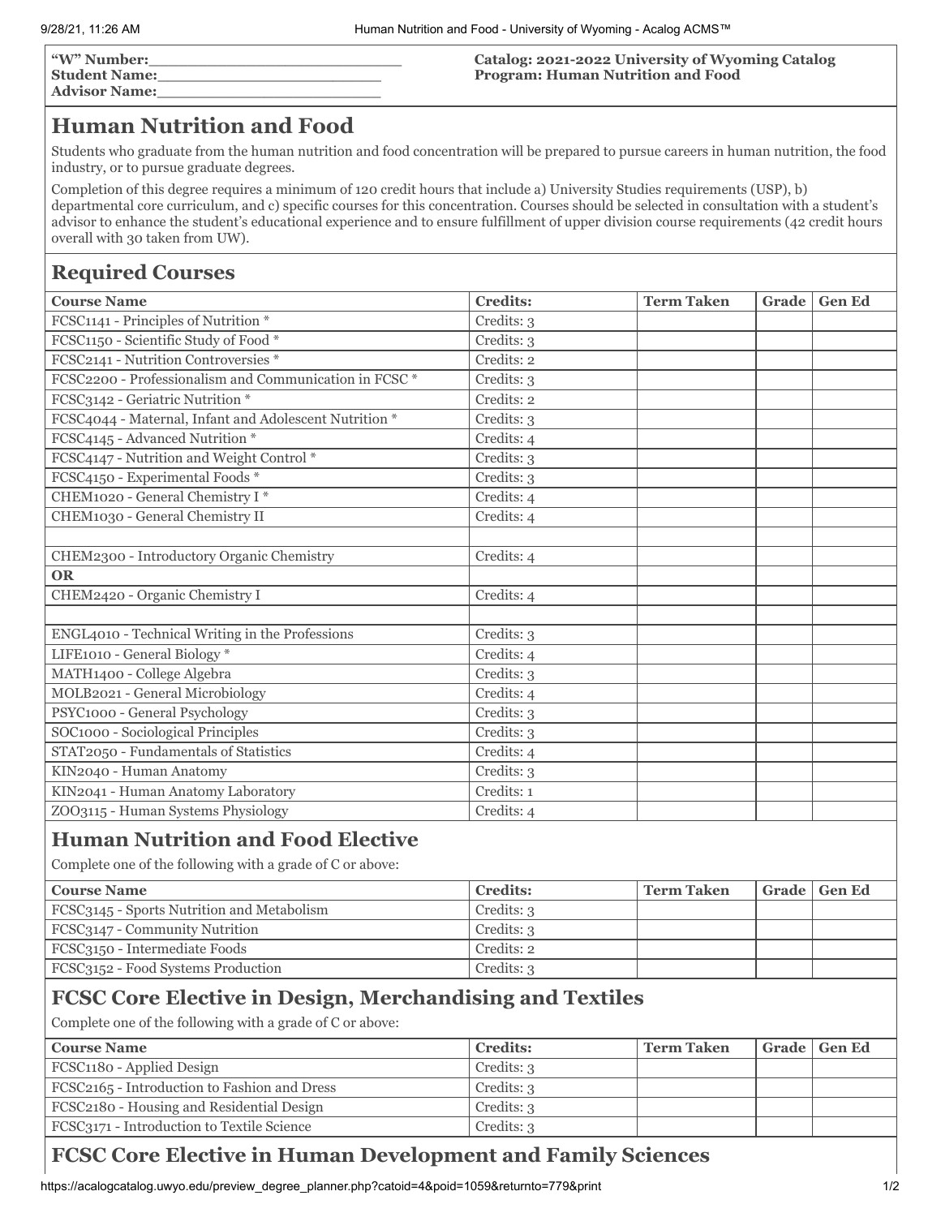**"W" Number:**\_\_\_\_\_\_\_\_\_\_\_\_\_\_\_\_\_\_\_\_\_\_\_\_\_\_
**Student Name:**\_\_\_\_\_\_\_\_\_\_\_\_\_\_\_\_\_\_\_\_\_\_\_\_
**Advisor Name:**\_\_\_\_\_\_\_\_\_\_\_\_\_\_\_\_\_\_\_\_\_\_\_\_

**Catalog: 2021-2022 University of Wyoming Catalog**
**Program: Human Nutrition and Food**

# Human Nutrition and Food

Students who graduate from the human nutrition and food concentration will be prepared to pursue careers in human nutrition, the food industry, or to pursue graduate degrees.

Completion of this degree requires a minimum of 120 credit hours that include a) University Studies requirements (USP), b) departmental core curriculum, and c) specific courses for this concentration. Courses should be selected in consultation with a student's advisor to enhance the student's educational experience and to ensure fulfillment of upper division course requirements (42 credit hours overall with 30 taken from UW).

## Required Courses

| Course Name | Credits: | Term Taken | Grade | Gen Ed |
|---|---|---|---|---|
| FCSC1141 - Principles of Nutrition * | Credits: 3 | | | |
| FCSC1150 - Scientific Study of Food * | Credits: 3 | | | |
| FCSC2141 - Nutrition Controversies * | Credits: 2 | | | |
| FCSC2200 - Professionalism and Communication in FCSC * | Credits: 3 | | | |
| FCSC3142 - Geriatric Nutrition * | Credits: 2 | | | |
| FCSC4044 - Maternal, Infant and Adolescent Nutrition * | Credits: 3 | | | |
| FCSC4145 - Advanced Nutrition * | Credits: 4 | | | |
| FCSC4147 - Nutrition and Weight Control * | Credits: 3 | | | |
| FCSC4150 - Experimental Foods * | Credits: 3 | | | |
| CHEM1020 - General Chemistry I * | Credits: 4 | | | |
| CHEM1030 - General Chemistry II | Credits: 4 | | | |
| | | | | |
| CHEM2300 - Introductory Organic Chemistry | Credits: 4 | | | |
| **OR** | | | | |
| CHEM2420 - Organic Chemistry I | Credits: 4 | | | |
| | | | | |
| ENGL4010 - Technical Writing in the Professions | Credits: 3 | | | |
| LIFE1010 - General Biology * | Credits: 4 | | | |
| MATH1400 - College Algebra | Credits: 3 | | | |
| MOLB2021 - General Microbiology | Credits: 4 | | | |
| PSYC1000 - General Psychology | Credits: 3 | | | |
| SOC1000 - Sociological Principles | Credits: 3 | | | |
| STAT2050 - Fundamentals of Statistics | Credits: 4 | | | |
| KIN2040 - Human Anatomy | Credits: 3 | | | |
| KIN2041 - Human Anatomy Laboratory | Credits: 1 | | | |
| ZOO3115 - Human Systems Physiology | Credits: 4 | | | |

## Human Nutrition and Food Elective

Complete one of the following with a grade of C or above:

| Course Name | Credits: | Term Taken | Grade | Gen Ed |
|---|---|---|---|---|
| FCSC3145 - Sports Nutrition and Metabolism | Credits: 3 | | | |
| FCSC3147 - Community Nutrition | Credits: 3 | | | |
| FCSC3150 - Intermediate Foods | Credits: 2 | | | |
| FCSC3152 - Food Systems Production | Credits: 3 | | | |

## FCSC Core Elective in Design, Merchandising and Textiles

Complete one of the following with a grade of C or above:

| Course Name | Credits: | Term Taken | Grade | Gen Ed |
|---|---|---|---|---|
| FCSC1180 - Applied Design | Credits: 3 | | | |
| FCSC2165 - Introduction to Fashion and Dress | Credits: 3 | | | |
| FCSC2180 - Housing and Residential Design | Credits: 3 | | | |
| FCSC3171 - Introduction to Textile Science | Credits: 3 | | | |

## FCSC Core Elective in Human Development and Family Sciences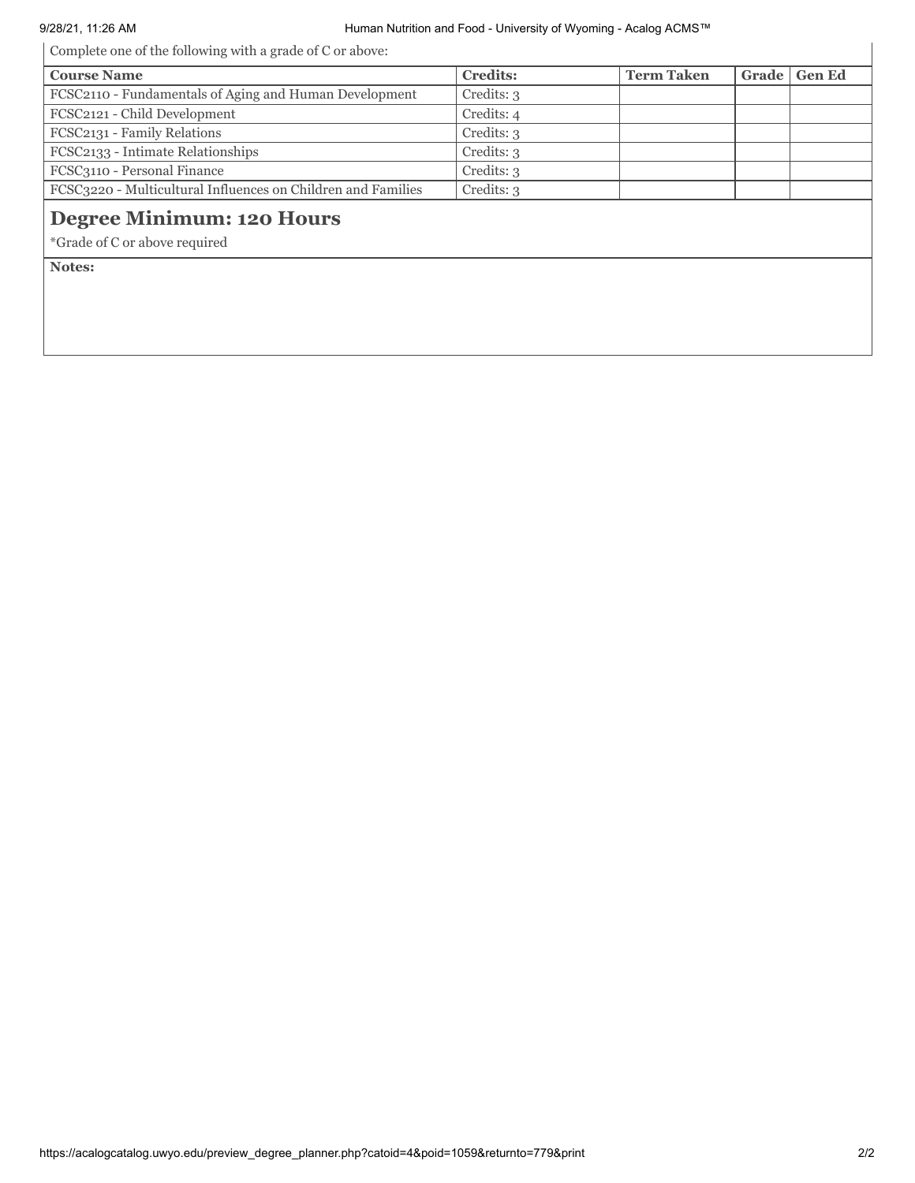Complete one of the following with a grade of C or above:

| Course Name | Credits: | Term Taken | Grade | Gen Ed |
| --- | --- | --- | --- | --- |
| FCSC2110 - Fundamentals of Aging and Human Development | Credits: 3 | | | |
| FCSC2121 - Child Development | Credits: 4 | | | |
| FCSC2131 - Family Relations | Credits: 3 | | | |
| FCSC2133 - Intimate Relationships | Credits: 3 | | | |
| FCSC3110 - Personal Finance | Credits: 3 | | | |
| FCSC3220 - Multicultural Influences on Children and Families | Credits: 3 | | | |

## Degree Minimum: 120 Hours

*Grade of C or above required

**Notes:**